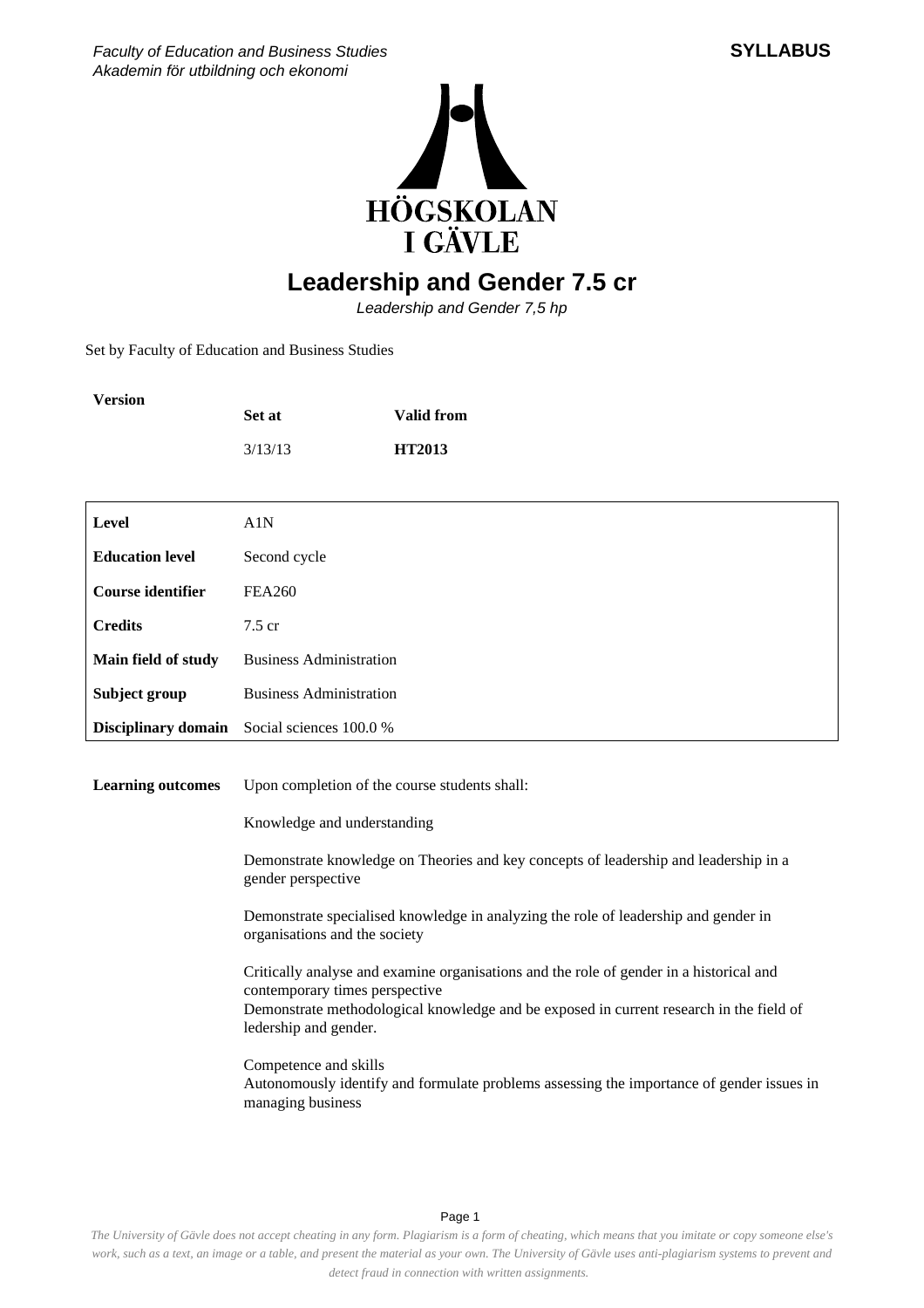Faculty of Education and Business Studies
Akademin för utbildning och ekonomi

**SYLLABUS**

# Leadership and Gender 7.5 cr

*Leadership and Gender 7,5 hp*

Set by Faculty of Education and Business Studies

| Version | Set at | Valid from |
|---|---|---|
| | 3/13/13 | **HT2013** |

| | |
|---|---|
| **Level** | A1N |
| **Education level** | Second cycle |
| **Course identifier** | FEA260 |
| **Credits** | 7.5 cr |
| **Main field of study** | Business Administration |
| **Subject group** | Business Administration |
| **Disciplinary domain** | Social sciences 100.0 % |

**Learning outcomes**

Upon completion of the course students shall:

Knowledge and understanding

Demonstrate knowledge on Theories and key concepts of leadership and leadership in a gender perspective

Demonstrate specialised knowledge in analyzing the role of leadership and gender in organisations and the society

Critically analyse and examine organisations and the role of gender in a historical and contemporary times perspective
Demonstrate methodological knowledge and be exposed in current research in the field of ledership and gender.

Competence and skills
Autonomously identify and formulate problems assessing the importance of gender issues in managing business

*The University of Gävle does not accept cheating in any form. Plagiarism is a form of cheating, which means that you imitate or copy someone else's work, such as a text, an image or a table, and present the material as your own. The University of Gävle uses anti-plagiarism systems to prevent and detect fraud in connection with written assignments.*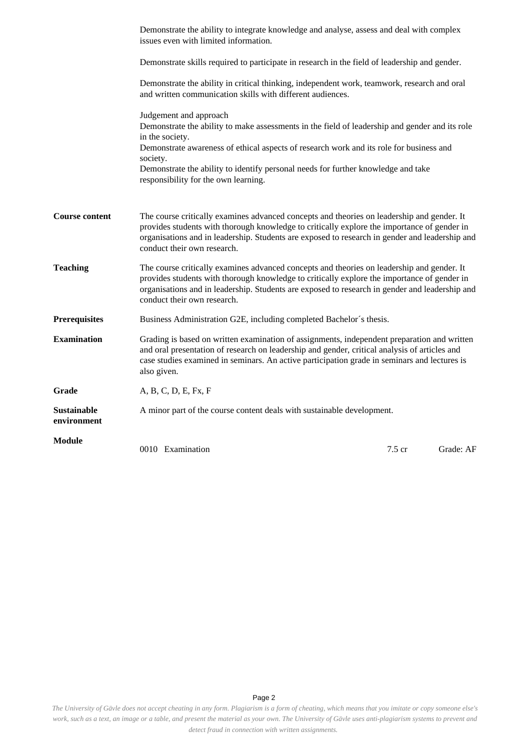Demonstrate the ability to integrate knowledge and analyse, assess and deal with complex issues even with limited information.

Demonstrate skills required to participate in research in the field of leadership and gender.

Demonstrate the ability in critical thinking, independent work, teamwork, research and oral and written communication skills with different audiences.

Judgement and approach
Demonstrate the ability to make assessments in the field of leadership and gender and its role in the society.
Demonstrate awareness of ethical aspects of research work and its role for business and society.
Demonstrate the ability to identify personal needs for further knowledge and take responsibility for the own learning.

**Course content**

The course critically examines advanced concepts and theories on leadership and gender. It provides students with thorough knowledge to critically explore the importance of gender in organisations and in leadership. Students are exposed to research in gender and leadership and conduct their own research.

**Teaching**

The course critically examines advanced concepts and theories on leadership and gender. It provides students with thorough knowledge to critically explore the importance of gender in organisations and in leadership. Students are exposed to research in gender and leadership and conduct their own research.

**Prerequisites**

Business Administration G2E, including completed Bachelor´s thesis.

**Examination**

Grading is based on written examination of assignments, independent preparation and written and oral presentation of research on leadership and gender, critical analysis of articles and case studies examined in seminars. An active participation grade in seminars and lectures is also given.

**Grade**

A, B, C, D, E, Fx, F

**Sustainable environment**

A minor part of the course content deals with sustainable development.

**Module**

| | | | |
|---|---|---|---|
| 0010 | Examination | 7.5 cr | Grade: AF |

*The University of Gävle does not accept cheating in any form. Plagiarism is a form of cheating, which means that you imitate or copy someone else's work, such as a text, an image or a table, and present the material as your own. The University of Gävle uses anti-plagiarism systems to prevent and detect fraud in connection with written assignments.*